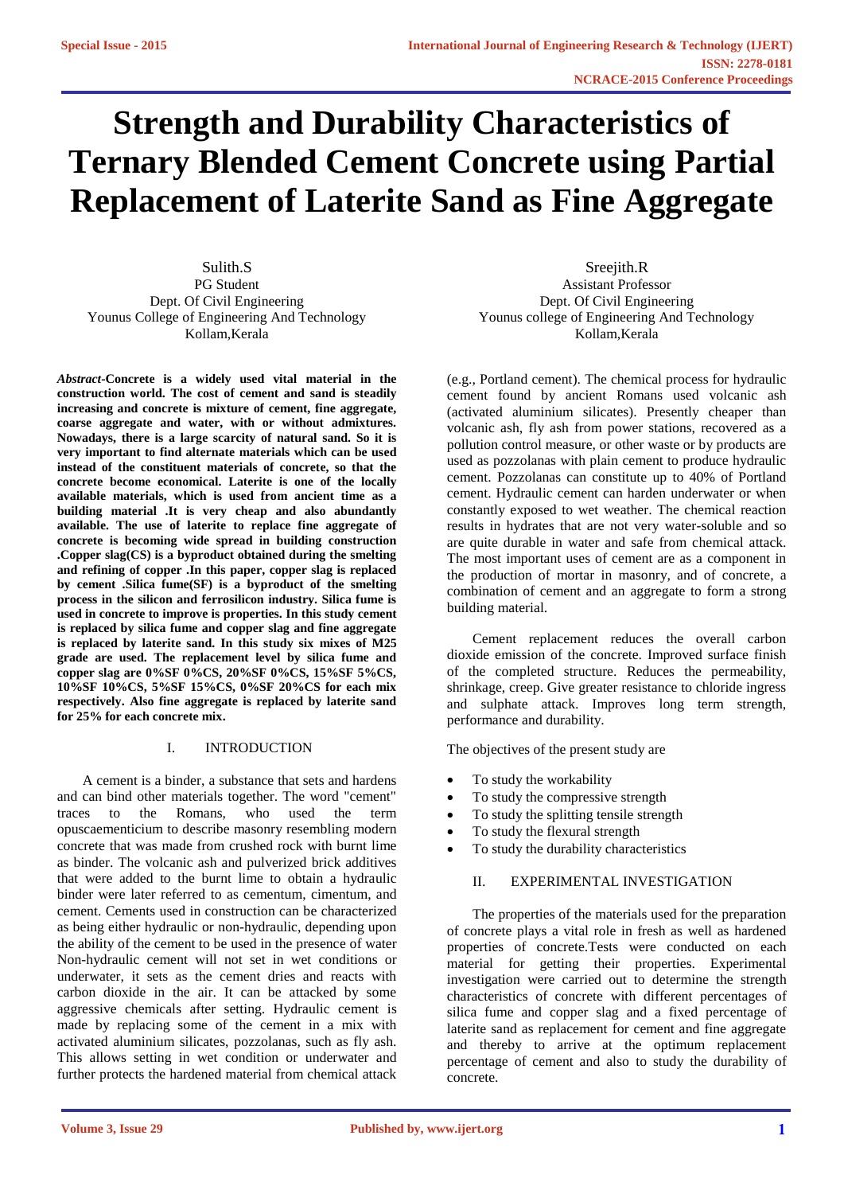# Strength and Durability Characteristics of Ternary Blended Cement Concrete using Partial Replacement of Laterite Sand as Fine Aggregate

Sulith.S
PG Student
Dept. Of Civil Engineering
Younus College of Engineering And Technology
Kollam,Kerala

Sreejith.R
Assistant Professor
Dept. Of Civil Engineering
Younus college of Engineering And Technology
Kollam,Kerala

***Abstract*-Concrete is a widely used vital material in the construction world. The cost of cement and sand is steadily increasing and concrete is mixture of cement, fine aggregate, coarse aggregate and water, with or without admixtures. Nowadays, there is a large scarcity of natural sand. So it is very important to find alternate materials which can be used instead of the constituent materials of concrete, so that the concrete become economical. Laterite is one of the locally available materials, which is used from ancient time as a building material .It is very cheap and also abundantly available. The use of laterite to replace fine aggregate of concrete is becoming wide spread in building construction .Copper slag(CS) is a byproduct obtained during the smelting and refining of copper .In this paper, copper slag is replaced by cement .Silica fume(SF) is a byproduct of the smelting process in the silicon and ferrosilicon industry. Silica fume is used in concrete to improve is properties. In this study cement is replaced by silica fume and copper slag and fine aggregate is replaced by laterite sand. In this study six mixes of M25 grade are used. The replacement level by silica fume and copper slag are 0%SF 0%CS, 20%SF 0%CS, 15%SF 5%CS, 10%SF 10%CS, 5%SF 15%CS, 0%SF 20%CS for each mix respectively. Also fine aggregate is replaced by laterite sand for 25% for each concrete mix.**

## I. INTRODUCTION

A cement is a binder, a substance that sets and hardens and can bind other materials together. The word "cement" traces to the Romans, who used the term opuscaementicium to describe masonry resembling modern concrete that was made from crushed rock with burnt lime as binder. The volcanic ash and pulverized brick additives that were added to the burnt lime to obtain a hydraulic binder were later referred to as cementum, cimentum, and cement. Cements used in construction can be characterized as being either hydraulic or non-hydraulic, depending upon the ability of the cement to be used in the presence of water Non-hydraulic cement will not set in wet conditions or underwater, it sets as the cement dries and reacts with carbon dioxide in the air. It can be attacked by some aggressive chemicals after setting. Hydraulic cement is made by replacing some of the cement in a mix with activated aluminium silicates, pozzolanas, such as fly ash. This allows setting in wet condition or underwater and further protects the hardened material from chemical attack (e.g., Portland cement). The chemical process for hydraulic cement found by ancient Romans used volcanic ash (activated aluminium silicates). Presently cheaper than volcanic ash, fly ash from power stations, recovered as a pollution control measure, or other waste or by products are used as pozzolanas with plain cement to produce hydraulic cement. Pozzolanas can constitute up to 40% of Portland cement. Hydraulic cement can harden underwater or when constantly exposed to wet weather. The chemical reaction results in hydrates that are not very water-soluble and so are quite durable in water and safe from chemical attack. The most important uses of cement are as a component in the production of mortar in masonry, and of concrete, a combination of cement and an aggregate to form a strong building material.

Cement replacement reduces the overall carbon dioxide emission of the concrete. Improved surface finish of the completed structure. Reduces the permeability, shrinkage, creep. Give greater resistance to chloride ingress and sulphate attack. Improves long term strength, performance and durability.

The objectives of the present study are

- To study the workability
- To study the compressive strength
- To study the splitting tensile strength
- To study the flexural strength
- To study the durability characteristics

## II. EXPERIMENTAL INVESTIGATION

The properties of the materials used for the preparation of concrete plays a vital role in fresh as well as hardened properties of concrete.Tests were conducted on each material for getting their properties. Experimental investigation were carried out to determine the strength characteristics of concrete with different percentages of silica fume and copper slag and a fixed percentage of laterite sand as replacement for cement and fine aggregate and thereby to arrive at the optimum replacement percentage of cement and also to study the durability of concrete.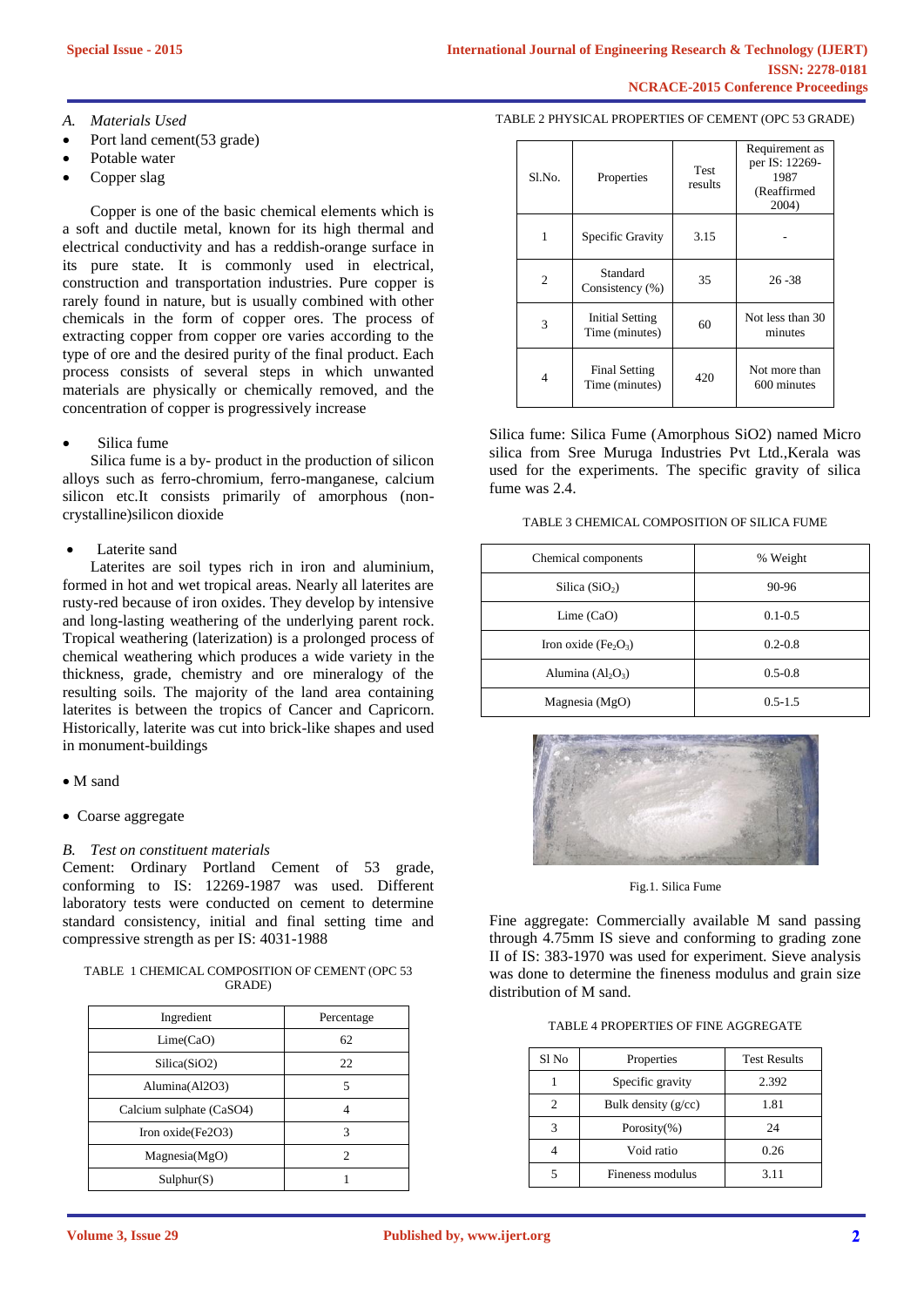*A. Materials Used*

- Port land cement(53 grade)
- Potable water
- Copper slag

Copper is one of the basic chemical elements which is a soft and ductile metal, known for its high thermal and electrical conductivity and has a reddish-orange surface in its pure state. It is commonly used in electrical, construction and transportation industries. Pure copper is rarely found in nature, but is usually combined with other chemicals in the form of copper ores. The process of extracting copper from copper ore varies according to the type of ore and the desired purity of the final product. Each process consists of several steps in which unwanted materials are physically or chemically removed, and the concentration of copper is progressively increase

- Silica fume

Silica fume is a by- product in the production of silicon alloys such as ferro-chromium, ferro-manganese, calcium silicon etc.It consists primarily of amorphous (non-crystalline)silicon dioxide

- Laterite sand

Laterites are soil types rich in iron and aluminium, formed in hot and wet tropical areas. Nearly all laterites are rusty-red because of iron oxides. They develop by intensive and long-lasting weathering of the underlying parent rock. Tropical weathering (laterization) is a prolonged process of chemical weathering which produces a wide variety in the thickness, grade, chemistry and ore mineralogy of the resulting soils. The majority of the land area containing laterites is between the tropics of Cancer and Capricorn. Historically, laterite was cut into brick-like shapes and used in monument-buildings

- M sand
- Coarse aggregate

*B. Test on constituent materials*

Cement: Ordinary Portland Cement of 53 grade, conforming to IS: 12269-1987 was used. Different laboratory tests were conducted on cement to determine standard consistency, initial and final setting time and compressive strength as per IS: 4031-1988

TABLE 1 CHEMICAL COMPOSITION OF CEMENT (OPC 53 GRADE)

| Ingredient | Percentage |
|---|---|
| Lime(CaO) | 62 |
| Silica(SiO2) | 22 |
| Alumina(Al2O3) | 5 |
| Calcium sulphate (CaSO4) | 4 |
| Iron oxide(Fe2O3) | 3 |
| Magnesia(MgO) | 2 |
| Sulphur(S) | 1 |

TABLE 2 PHYSICAL PROPERTIES OF CEMENT (OPC 53 GRADE)

| Sl.No. | Properties | Test results | Requirement as per IS: 12269-1987 (Reaffirmed 2004) |
|---|---|---|---|
| 1 | Specific Gravity | 3.15 | - |
| 2 | Standard Consistency (%) | 35 | 26 -38 |
| 3 | Initial Setting Time (minutes) | 60 | Not less than 30 minutes |
| 4 | Final Setting Time (minutes) | 420 | Not more than 600 minutes |

Silica fume: Silica Fume (Amorphous SiO2) named Micro silica from Sree Muruga Industries Pvt Ltd.,Kerala was used for the experiments. The specific gravity of silica fume was 2.4.

TABLE 3 CHEMICAL COMPOSITION OF SILICA FUME

| Chemical components | % Weight |
|---|---|
| Silica ($SiO_2$) | 90-96 |
| Lime (CaO) | 0.1-0.5 |
| Iron oxide ($Fe_2O_3$) | 0.2-0.8 |
| Alumina ($Al_2O_3$) | 0.5-0.8 |
| Magnesia (MgO) | 0.5-1.5 |

Fig.1. Silica Fume

Fine aggregate: Commercially available M sand passing through 4.75mm IS sieve and conforming to grading zone II of IS: 383-1970 was used for experiment. Sieve analysis was done to determine the fineness modulus and grain size distribution of M sand.

TABLE 4 PROPERTIES OF FINE AGGREGATE

| Sl No | Properties | Test Results |
|---|---|---|
| 1 | Specific gravity | 2.392 |
| 2 | Bulk density (g/cc) | 1.81 |
| 3 | Porosity(%) | 24 |
| 4 | Void ratio | 0.26 |
| 5 | Fineness modulus | 3.11 |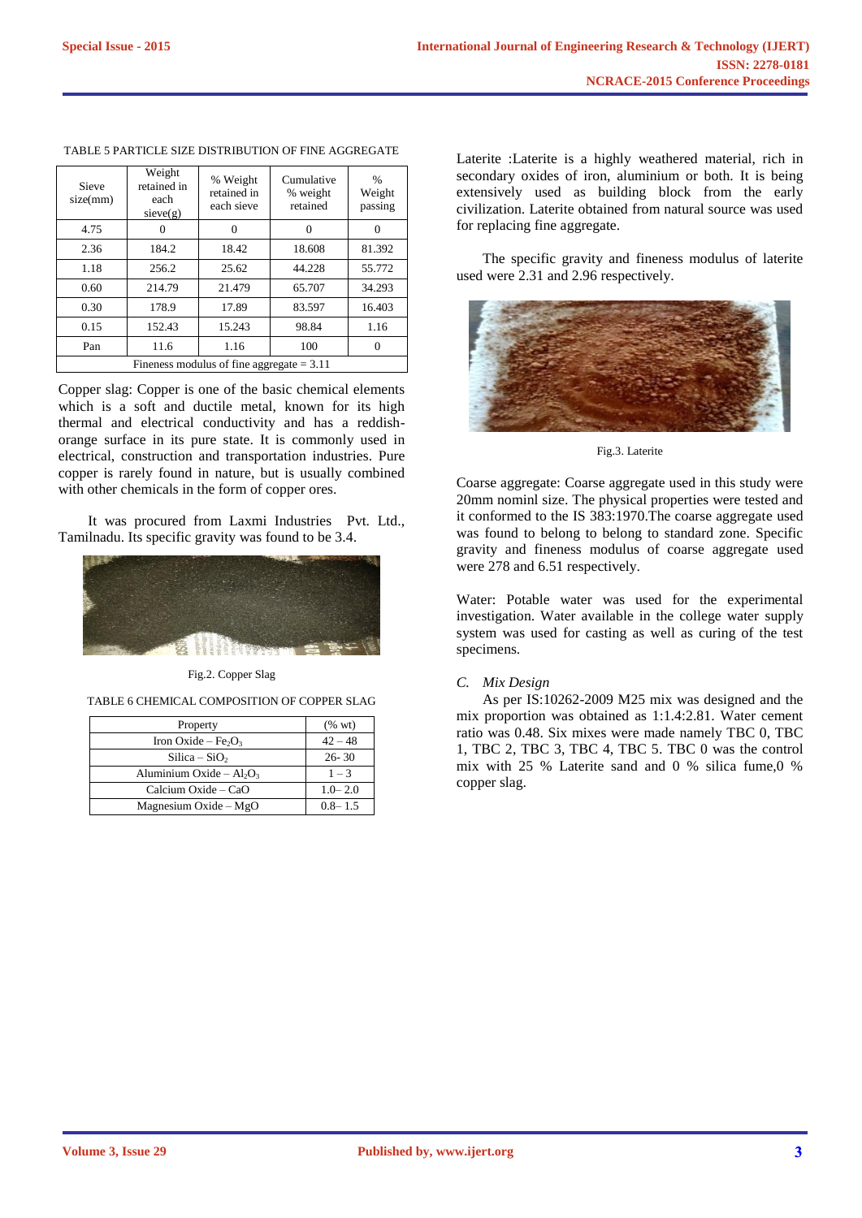TABLE 5 PARTICLE SIZE DISTRIBUTION OF FINE AGGREGATE

| Sieve size(mm) | Weight retained in each sieve(g) | % Weight retained in each sieve | Cumulative % weight retained | % Weight passing |
|---|---|---|---|---|
| 4.75 | 0 | 0 | 0 | 0 |
| 2.36 | 184.2 | 18.42 | 18.608 | 81.392 |
| 1.18 | 256.2 | 25.62 | 44.228 | 55.772 |
| 0.60 | 214.79 | 21.479 | 65.707 | 34.293 |
| 0.30 | 178.9 | 17.89 | 83.597 | 16.403 |
| 0.15 | 152.43 | 15.243 | 98.84 | 1.16 |
| Pan | 11.6 | 1.16 | 100 | 0 |
| Fineness modulus of fine aggregate = 3.11 | | | | |

Copper slag: Copper is one of the basic chemical elements which is a soft and ductile metal, known for its high thermal and electrical conductivity and has a reddish-orange surface in its pure state. It is commonly used in electrical, construction and transportation industries. Pure copper is rarely found in nature, but is usually combined with other chemicals in the form of copper ores.

It was procured from Laxmi Industries Pvt. Ltd., Tamilnadu. Its specific gravity was found to be 3.4.

Fig.2. Copper Slag

TABLE 6 CHEMICAL COMPOSITION OF COPPER SLAG

| Property | (% wt) |
|---|---|
| Iron Oxide – $Fe_2O_3$ | 42 – 48 |
| Silica – $SiO_2$ | 26- 30 |
| Aluminium Oxide – $Al_2O_3$ | 1 – 3 |
| Calcium Oxide – CaO | 1.0– 2.0 |
| Magnesium Oxide – MgO | 0.8– 1.5 |

Laterite :Laterite is a highly weathered material, rich in secondary oxides of iron, aluminium or both. It is being extensively used as building block from the early civilization. Laterite obtained from natural source was used for replacing fine aggregate.

The specific gravity and fineness modulus of laterite used were 2.31 and 2.96 respectively.

Fig.3. Laterite

Coarse aggregate: Coarse aggregate used in this study were 20mm nominl size. The physical properties were tested and it conformed to the IS 383:1970.The coarse aggregate used was found to belong to belong to standard zone. Specific gravity and fineness modulus of coarse aggregate used were 278 and 6.51 respectively.

Water: Potable water was used for the experimental investigation. Water available in the college water supply system was used for casting as well as curing of the test specimens.

### *C. Mix Design*

As per IS:10262-2009 M25 mix was designed and the mix proportion was obtained as 1:1.4:2.81. Water cement ratio was 0.48. Six mixes were made namely TBC 0, TBC 1, TBC 2, TBC 3, TBC 4, TBC 5. TBC 0 was the control mix with 25 % Laterite sand and 0 % silica fume,0 % copper slag.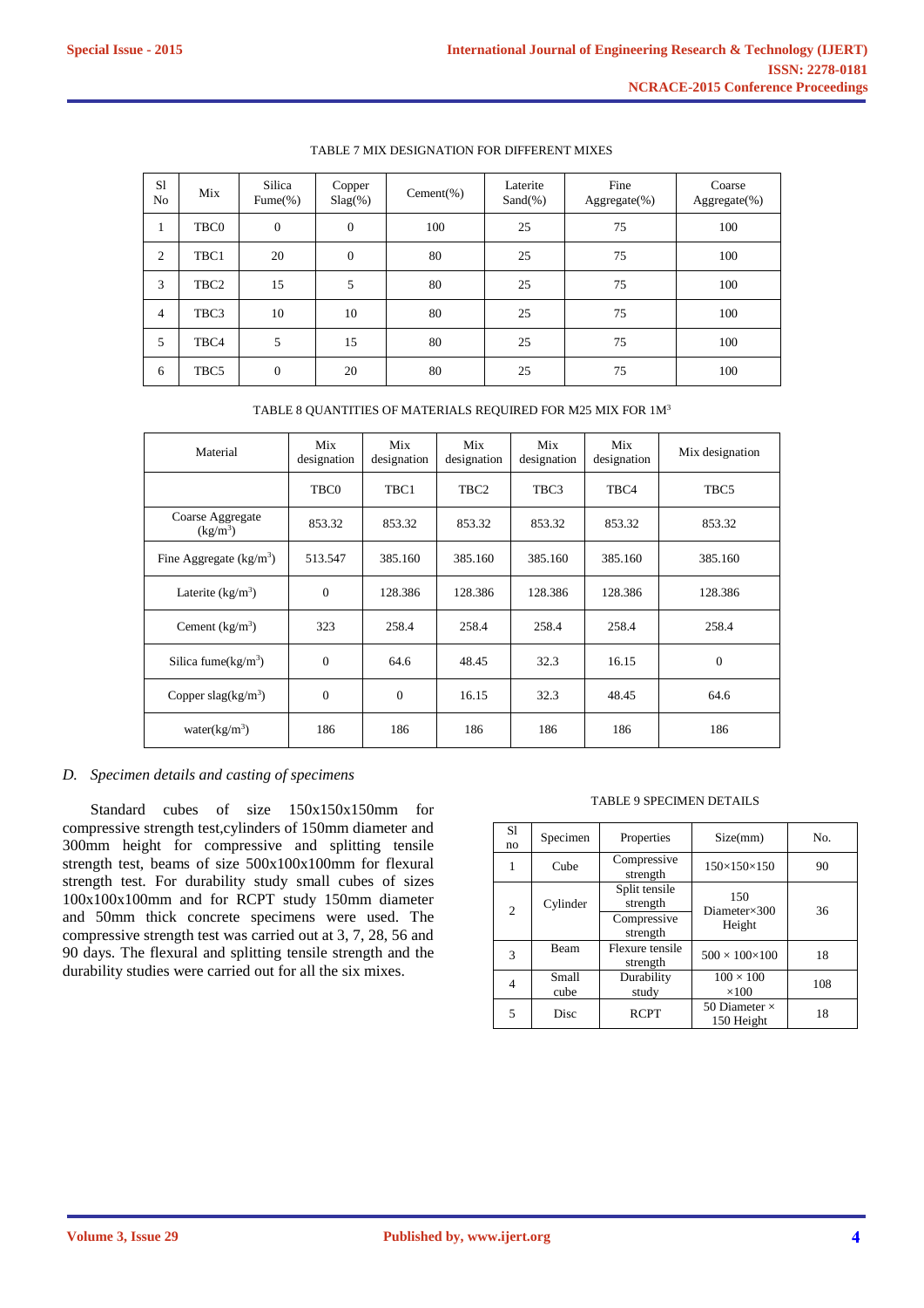TABLE 7 MIX DESIGNATION FOR DIFFERENT MIXES

| Sl No | Mix | Silica Fume(%) | Copper Slag(%) | Cement(%) | Laterite Sand(%) | Fine Aggregate(%) | Coarse Aggregate(%) |
|---|---|---|---|---|---|---|---|
| 1 | TBC0 | 0 | 0 | 100 | 25 | 75 | 100 |
| 2 | TBC1 | 20 | 0 | 80 | 25 | 75 | 100 |
| 3 | TBC2 | 15 | 5 | 80 | 25 | 75 | 100 |
| 4 | TBC3 | 10 | 10 | 80 | 25 | 75 | 100 |
| 5 | TBC4 | 5 | 15 | 80 | 25 | 75 | 100 |
| 6 | TBC5 | 0 | 20 | 80 | 25 | 75 | 100 |

TABLE 8 QUANTITIES OF MATERIALS REQUIRED FOR M25 MIX FOR 1M$^3$

| Material | Mix designation | Mix designation | Mix designation | Mix designation | Mix designation | Mix designation |
|---|---|---|---|---|---|---|
| | TBC0 | TBC1 | TBC2 | TBC3 | TBC4 | TBC5 |
| Coarse Aggregate (kg/m$^3$) | 853.32 | 853.32 | 853.32 | 853.32 | 853.32 | 853.32 |
| Fine Aggregate (kg/m$^3$) | 513.547 | 385.160 | 385.160 | 385.160 | 385.160 | 385.160 |
| Laterite (kg/m$^3$) | 0 | 128.386 | 128.386 | 128.386 | 128.386 | 128.386 |
| Cement (kg/m$^3$) | 323 | 258.4 | 258.4 | 258.4 | 258.4 | 258.4 |
| Silica fume(kg/m$^3$) | 0 | 64.6 | 48.45 | 32.3 | 16.15 | 0 |
| Copper slag(kg/m$^3$) | 0 | 0 | 16.15 | 32.3 | 48.45 | 64.6 |
| water(kg/m$^3$) | 186 | 186 | 186 | 186 | 186 | 186 |

### *D. Specimen details and casting of specimens*

Standard cubes of size 150x150x150mm for compressive strength test,cylinders of 150mm diameter and 300mm height for compressive and splitting tensile strength test, beams of size 500x100x100mm for flexural strength test. For durability study small cubes of sizes 100x100x100mm and for RCPT study 150mm diameter and 50mm thick concrete specimens were used. The compressive strength test was carried out at 3, 7, 28, 56 and 90 days. The flexural and splitting tensile strength and the durability studies were carried out for all the six mixes.

TABLE 9 SPECIMEN DETAILS

| Sl no | Specimen | Properties | Size(mm) | No. |
|---|---|---|---|---|
| 1 | Cube | Compressive strength | 150×150×150 | 90 |
| 2 | Cylinder | Split tensile strength<br>Compressive strength | 150 Diameter×300 Height | 36 |
| 3 | Beam | Flexure tensile strength | 500 × 100×100 | 18 |
| 4 | Small cube | Durability study | 100 × 100 ×100 | 108 |
| 5 | Disc | RCPT | 50 Diameter × 150 Height | 18 |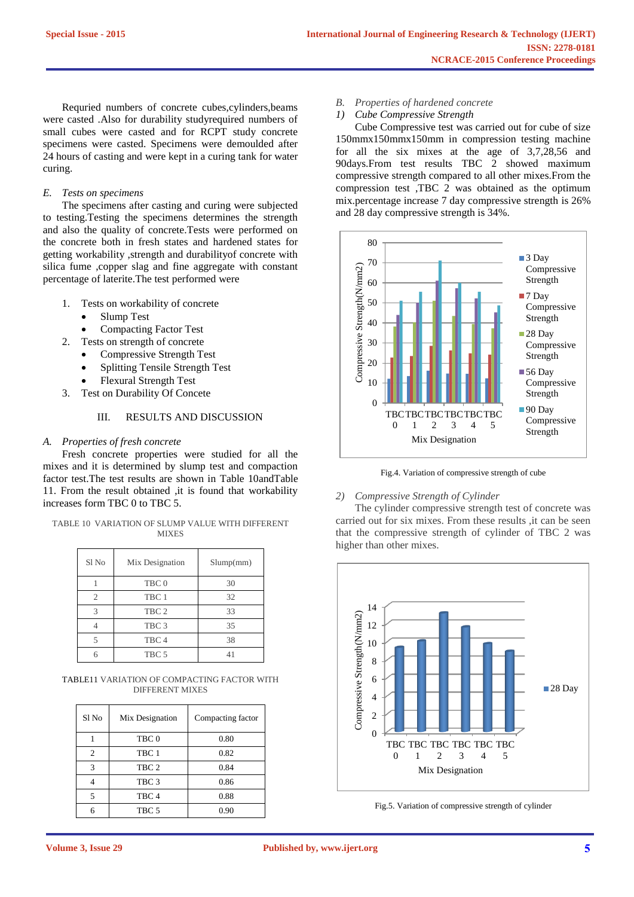Requried numbers of concrete cubes,cylinders,beams were casted .Also for durability studyrequired numbers of small cubes were casted and for RCPT study concrete specimens were casted. Specimens were demoulded after 24 hours of casting and were kept in a curing tank for water curing.

### *E. Tests on specimens*

The specimens after casting and curing were subjected to testing.Testing the specimens determines the strength and also the quality of concrete.Tests were performed on the concrete both in fresh states and hardened states for getting workability ,strength and durabilityof concrete with silica fume ,copper slag and fine aggregate with constant percentage of laterite.The test performed were

1. Tests on workability of concrete
   - Slump Test
   - Compacting Factor Test
2. Tests on strength of concrete
   - Compressive Strength Test
   - Splitting Tensile Strength Test
   - Flexural Strength Test
3. Test on Durability Of Concete

## III. RESULTS AND DISCUSSION

### *A. Properties of fresh concrete*

Fresh concrete properties were studied for all the mixes and it is determined by slump test and compaction factor test.The test results are shown in Table 10andTable 11. From the result obtained ,it is found that workability increases form TBC 0 to TBC 5.

TABLE 10 VARIATION OF SLUMP VALUE WITH DIFFERENT MIXES

| Sl No | Mix Designation | Slump(mm) |
|---|---|---|
| 1 | TBC 0 | 30 |
| 2 | TBC 1 | 32 |
| 3 | TBC 2 | 33 |
| 4 | TBC 3 | 35 |
| 5 | TBC 4 | 38 |
| 6 | TBC 5 | 41 |

TABLE11 VARIATION OF COMPACTING FACTOR WITH DIFFERENT MIXES

| Sl No | Mix Designation | Compacting factor |
|---|---|---|
| 1 | TBC 0 | 0.80 |
| 2 | TBC 1 | 0.82 |
| 3 | TBC 2 | 0.84 |
| 4 | TBC 3 | 0.86 |
| 5 | TBC 4 | 0.88 |
| 6 | TBC 5 | 0.90 |

### *B. Properties of hardened concrete*

#### *1) Cube Compressive Strength*

Cube Compressive test was carried out for cube of size 150mmx150mmx150mm in compression testing machine for all the six mixes at the age of 3,7,28,56 and 90days.From test results TBC 2 showed maximum compressive strength compared to all other mixes.From the compression test ,TBC 2 was obtained as the optimum mix.percentage increase 7 day compressive strength is 26% and 28 day compressive strength is 34%.

Fig.4. Variation of compressive strength of cube

#### *2) Compressive Strength of Cylinder*

The cylinder compressive strength test of concrete was carried out for six mixes. From these results ,it can be seen that the compressive strength of cylinder of TBC 2 was higher than other mixes.

Fig.5. Variation of compressive strength of cylinder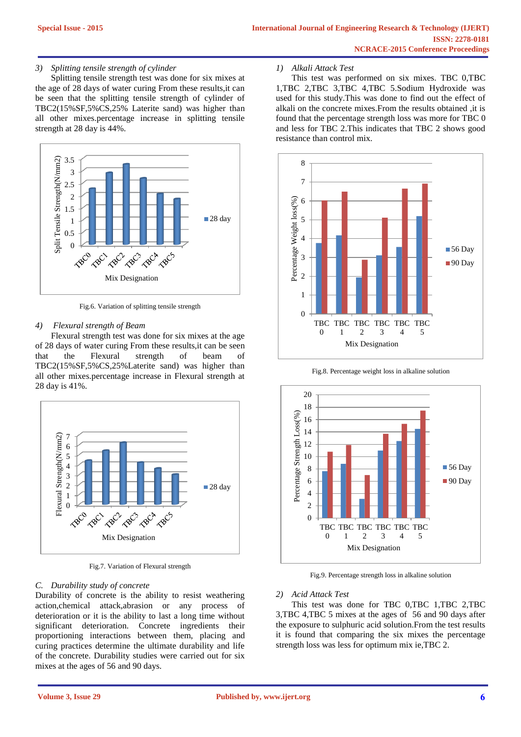*3) Splitting tensile strength of cylinder*

Splitting tensile strength test was done for six mixes at the age of 28 days of water curing From these results,it can be seen that the splitting tensile strength of cylinder of TBC2(15%SF,5%CS,25% Laterite sand) was higher than all other mixes.percentage increase in splitting tensile strength at 28 day is 44%.

Fig.6. Variation of splitting tensile strength

*4) Flexural strength of Beam*

Flexural strength test was done for six mixes at the age of 28 days of water curing From these results,it can be seen that the Flexural strength of beam of TBC2(15%SF,5%CS,25%Laterite sand) was higher than all other mixes.percentage increase in Flexural strength at 28 day is 41%.

Fig.7. Variation of Flexural strength

*C. Durability study of concrete*

Durability of concrete is the ability to resist weathering action,chemical attack,abrasion or any process of deterioration or it is the ability to last a long time without significant deterioration. Concrete ingredients their proportioning interactions between them, placing and curing practices determine the ultimate durability and life of the concrete. Durability studies were carried out for six mixes at the ages of 56 and 90 days.

*1) Alkali Attack Test*

This test was performed on six mixes. TBC 0,TBC 1,TBC 2,TBC 3,TBC 4,TBC 5.Sodium Hydroxide was used for this study.This was done to find out the effect of alkali on the concrete mixes.From the results obtained ,it is found that the percentage strength loss was more for TBC 0 and less for TBC 2.This indicates that TBC 2 shows good resistance than control mix.

Fig.8. Percentage weight loss in alkaline solution

Fig.9. Percentage strength loss in alkaline solution

*2) Acid Attack Test*

This test was done for TBC 0,TBC 1,TBC 2,TBC 3,TBC 4,TBC 5 mixes at the ages of 56 and 90 days after the exposure to sulphuric acid solution.From the test results it is found that comparing the six mixes the percentage strength loss was less for optimum mix ie,TBC 2.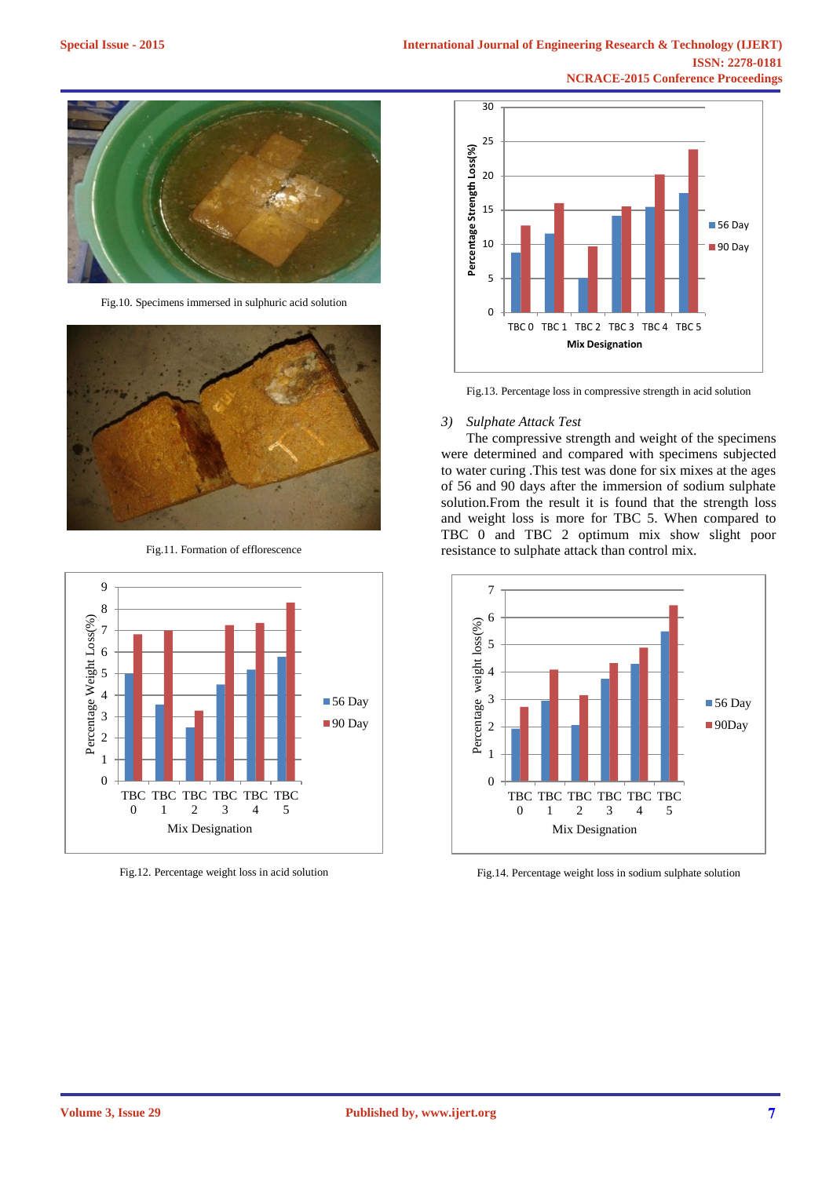Fig.10. Specimens immersed in sulphuric acid solution

Fig.11. Formation of efflorescence

Fig.12. Percentage weight loss in acid solution

Fig.13. Percentage loss in compressive strength in acid solution

*3) Sulphate Attack Test*

The compressive strength and weight of the specimens were determined and compared with specimens subjected to water curing .This test was done for six mixes at the ages of 56 and 90 days after the immersion of sodium sulphate solution.From the result it is found that the strength loss and weight loss is more for TBC 5. When compared to TBC 0 and TBC 2 optimum mix show slight poor resistance to sulphate attack than control mix.

Fig.14. Percentage weight loss in sodium sulphate solution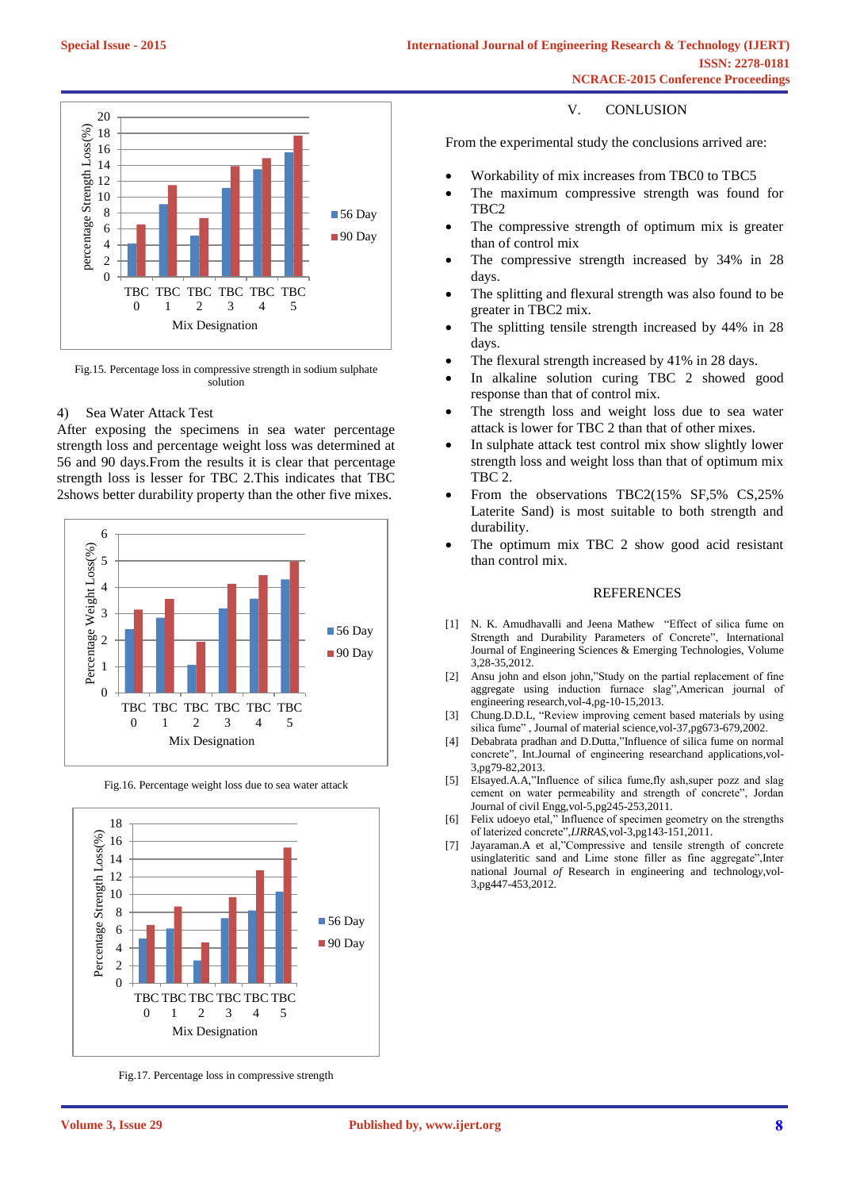20
18
16
14
12
10
8
6
4
2
0

percentage Strength Loss(%)

TBC 0 TBC 1 TBC 2 TBC 3 TBC 4 TBC 5

Mix Designation

56 Day
90 Day

Fig.15. Percentage loss in compressive strength in sodium sulphate solution

4) Sea Water Attack Test

After exposing the specimens in sea water percentage strength loss and percentage weight loss was determined at 56 and 90 days.From the results it is clear that percentage strength loss is lesser for TBC 2.This indicates that TBC 2shows better durability property than the other five mixes.

6
5
4
3
2
1
0

Percentage Weight Loss(%)

TBC 0 TBC 1 TBC 2 TBC 3 TBC 4 TBC 5

Mix Designation

56 Day
90 Day

Fig.16. Percentage weight loss due to sea water attack

18
16
14
12
10
8
6
4
2
0

Percentage Strength Loss(%)

TBC 0 TBC 1 TBC 2 TBC 3 TBC 4 TBC 5

Mix Designation

56 Day
90 Day

Fig.17. Percentage loss in compressive strength

## V. CONLUSION

From the experimental study the conclusions arrived are:

- Workability of mix increases from TBC0 to TBC5
- The maximum compressive strength was found for TBC2
- The compressive strength of optimum mix is greater than of control mix
- The compressive strength increased by 34% in 28 days.
- The splitting and flexural strength was also found to be greater in TBC2 mix.
- The splitting tensile strength increased by 44% in 28 days.
- The flexural strength increased by 41% in 28 days.
- In alkaline solution curing TBC 2 showed good response than that of control mix.
- The strength loss and weight loss due to sea water attack is lower for TBC 2 than that of other mixes.
- In sulphate attack test control mix show slightly lower strength loss and weight loss than that of optimum mix TBC 2.
- From the observations TBC2(15% SF,5% CS,25% Laterite Sand) is most suitable to both strength and durability.
- The optimum mix TBC 2 show good acid resistant than control mix.

## REFERENCES

[1] N. K. Amudhavalli and Jeena Mathew "Effect of silica fume on Strength and Durability Parameters of Concrete", International Journal of Engineering Sciences & Emerging Technologies, Volume 3,28-35,2012.

[2] Ansu john and elson john,"Study on the partial replacement of fine aggregate using induction furnace slag",American journal of engineering research,vol-4,pg-10-15,2013.

[3] Chung.D.D.L, "Review improving cement based materials by using silica fume" , Journal of material science,vol-37,pg673-679,2002.

[4] Debabrata pradhan and D.Dutta,"Influence of silica fume on normal concrete", Int.Journal of engineering researchand applications,vol-3,pg79-82,2013.

[5] Elsayed.A.A,"Influence of silica fume,fly ash,super pozz and slag cement on water permeability and strength of concrete", Jordan Journal of civil Engg,vol-5,pg245-253,2011.

[6] Felix udoeyo etal," Influence of specimen geometry on the strengths of laterized concrete",*IJRRAS*,vol-3,pg143-151,2011.

[7] Jayaraman.A et al,"Compressive and tensile strength of concrete usinglateritic sand and Lime stone filler as fine aggregate",Inter national Journal *of* Research in engineering and technology,vol-3,pg447-453,2012.